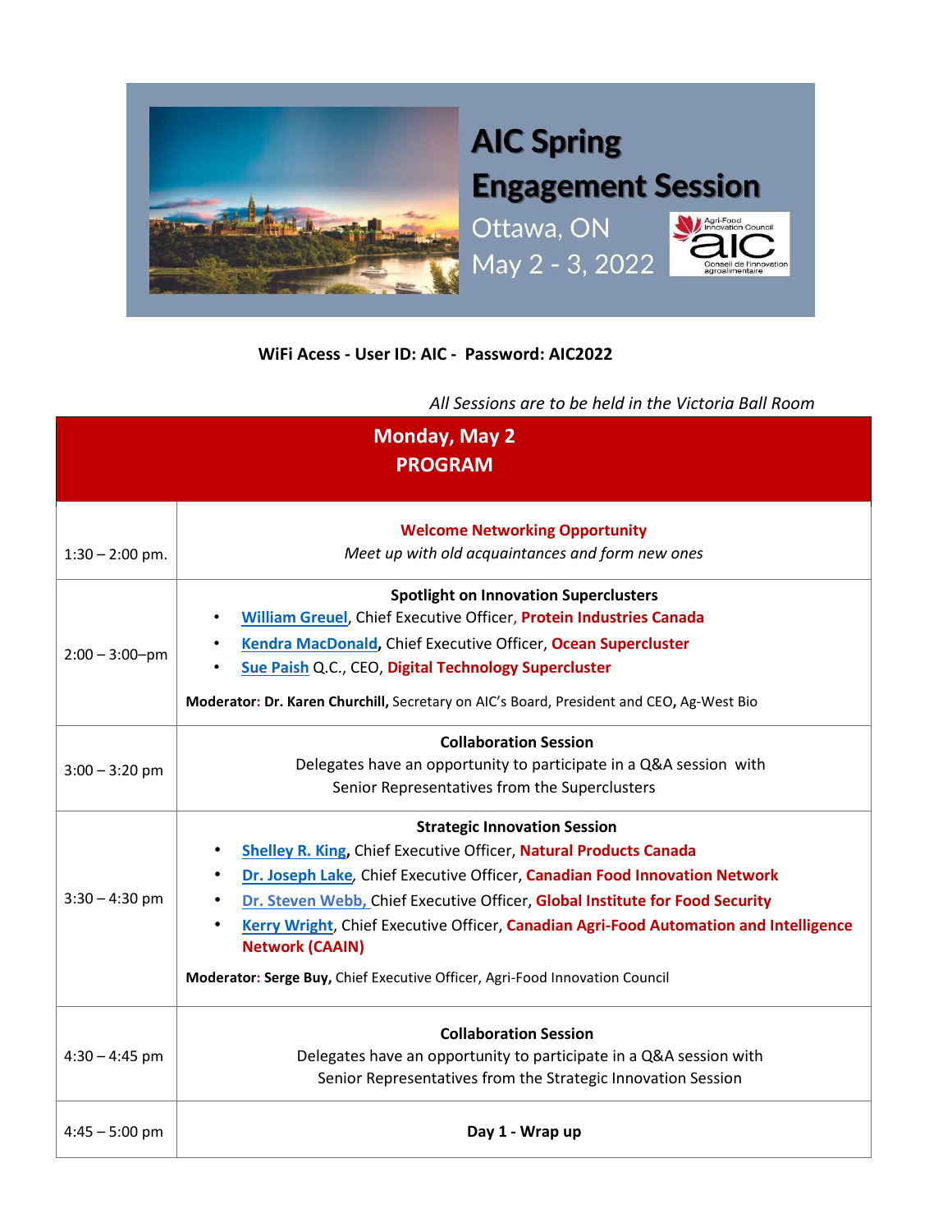# AIC Spring Engagement Session

Ottawa, ON

May 2 - 3, 2022

Agri-Food Innovation Council / Conseil de l'innovation agroalimentaire

**WiFi Acess - User ID: AIC - Password: AIC2022**

*All Sessions are to be held in the Victoria Ball Room*

| Monday, May 2 PROGRAM | |
|---|---|
| 1:30 – 2:00 pm. | **Welcome Networking Opportunity**<br>*Meet up with old acquaintances and form new ones* |
| 2:00 – 3:00–pm | **Spotlight on Innovation Superclusters**<br>• **William Greuel**, Chief Executive Officer, **Protein Industries Canada**<br>• **Kendra MacDonald**, Chief Executive Officer, **Ocean Supercluster**<br>• **Sue Paish** Q.C., CEO, **Digital Technology Supercluster**<br>**Moderator: Dr. Karen Churchill,** Secretary on AIC's Board, President and CEO**,** Ag-West Bio |
| 3:00 – 3:20 pm | **Collaboration Session**<br>Delegates have an opportunity to participate in a Q&A session with Senior Representatives from the Superclusters |
| 3:30 – 4:30 pm | **Strategic Innovation Session**<br>• **Shelley R. King,** Chief Executive Officer, **Natural Products Canada**<br>• **Dr. Joseph Lake**, Chief Executive Officer, **Canadian Food Innovation Network**<br>• **Dr. Steven Webb,** Chief Executive Officer, **Global Institute for Food Security**<br>• **Kerry Wright**, Chief Executive Officer, **Canadian Agri-Food Automation and Intelligence Network (CAAIN)**<br>**Moderator: Serge Buy,** Chief Executive Officer, Agri-Food Innovation Council |
| 4:30 – 4:45 pm | **Collaboration Session**<br>Delegates have an opportunity to participate in a Q&A session with Senior Representatives from the Strategic Innovation Session |
| 4:45 – 5:00 pm | **Day 1 - Wrap up** |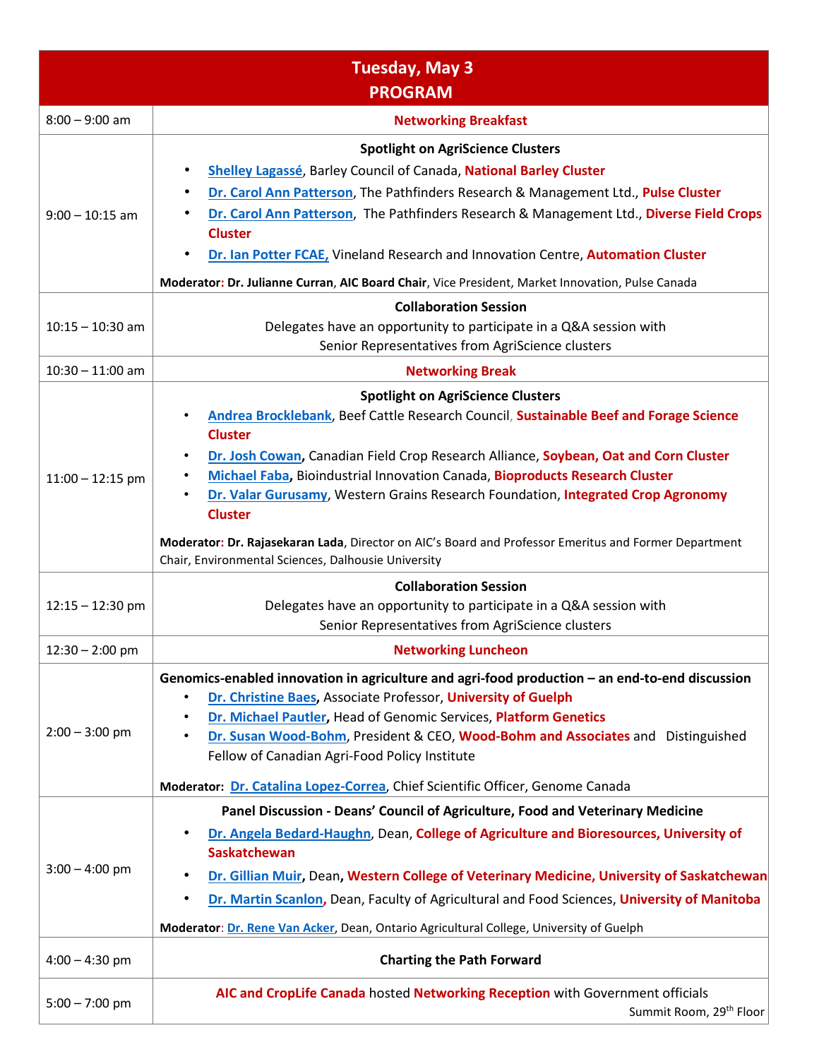| Tuesday, May 3<br>PROGRAM | |
|---|---|
| 8:00 – 9:00 am | **Networking Breakfast** |
| 9:00 – 10:15 am | **Spotlight on AgriScience Clusters**<br>• Shelley Lagassé, Barley Council of Canada, **National Barley Cluster**<br>• Dr. Carol Ann Patterson, The Pathfinders Research & Management Ltd., **Pulse Cluster**<br>• Dr. Carol Ann Patterson, The Pathfinders Research & Management Ltd., **Diverse Field Crops Cluster**<br>• Dr. Ian Potter FCAE, Vineland Research and Innovation Centre, **Automation Cluster**<br><br>**Moderator: Dr. Julianne Curran, AIC Board Chair**, Vice President, Market Innovation, Pulse Canada |
| 10:15 – 10:30 am | **Collaboration Session**<br>Delegates have an opportunity to participate in a Q&A session with Senior Representatives from AgriScience clusters |
| 10:30 – 11:00 am | **Networking Break** |
| 11:00 – 12:15 pm | **Spotlight on AgriScience Clusters**<br>• Andrea Brocklebank, Beef Cattle Research Council, **Sustainable Beef and Forage Science Cluster**<br>• **Dr. Josh Cowan**, Canadian Field Crop Research Alliance, **Soybean, Oat and Corn Cluster**<br>• **Michael Faba**, Bioindustrial Innovation Canada, **Bioproducts Research Cluster**<br>• Dr. Valar Gurusamy, Western Grains Research Foundation, **Integrated Crop Agronomy Cluster**<br><br>**Moderator: Dr. Rajasekaran Lada**, Director on AIC's Board and Professor Emeritus and Former Department Chair, Environmental Sciences, Dalhousie University |
| 12:15 – 12:30 pm | **Collaboration Session**<br>Delegates have an opportunity to participate in a Q&A session with Senior Representatives from AgriScience clusters |
| 12:30 – 2:00 pm | **Networking Luncheon** |
| 2:00 – 3:00 pm | **Genomics-enabled innovation in agriculture and agri-food production – an end-to-end discussion**<br>• **Dr. Christine Baes**, Associate Professor, **University of Guelph**<br>• **Dr. Michael Pautler**, Head of Genomic Services, **Platform Genetics**<br>• Dr. Susan Wood-Bohm, President & CEO, **Wood-Bohm and Associates** and Distinguished Fellow of Canadian Agri-Food Policy Institute<br><br>**Moderator:** Dr. Catalina Lopez-Correa, Chief Scientific Officer, Genome Canada |
| 3:00 – 4:00 pm | **Panel Discussion - Deans' Council of Agriculture, Food and Veterinary Medicine**<br>• Dr. Angela Bedard-Haughn, Dean, **College of Agriculture and Bioresources, University of Saskatchewan**<br>• **Dr. Gillian Muir**, Dean, **Western College of Veterinary Medicine, University of Saskatchewan**<br>• **Dr. Martin Scanlon**, Dean, Faculty of Agricultural and Food Sciences, **University of Manitoba**<br><br>**Moderator**: Dr. Rene Van Acker, Dean, Ontario Agricultural College, University of Guelph |
| 4:00 – 4:30 pm | **Charting the Path Forward** |
| 5:00 – 7:00 pm | **AIC and CropLife Canada** hosted **Networking Reception** with Government officials<br>Summit Room, 29th Floor |